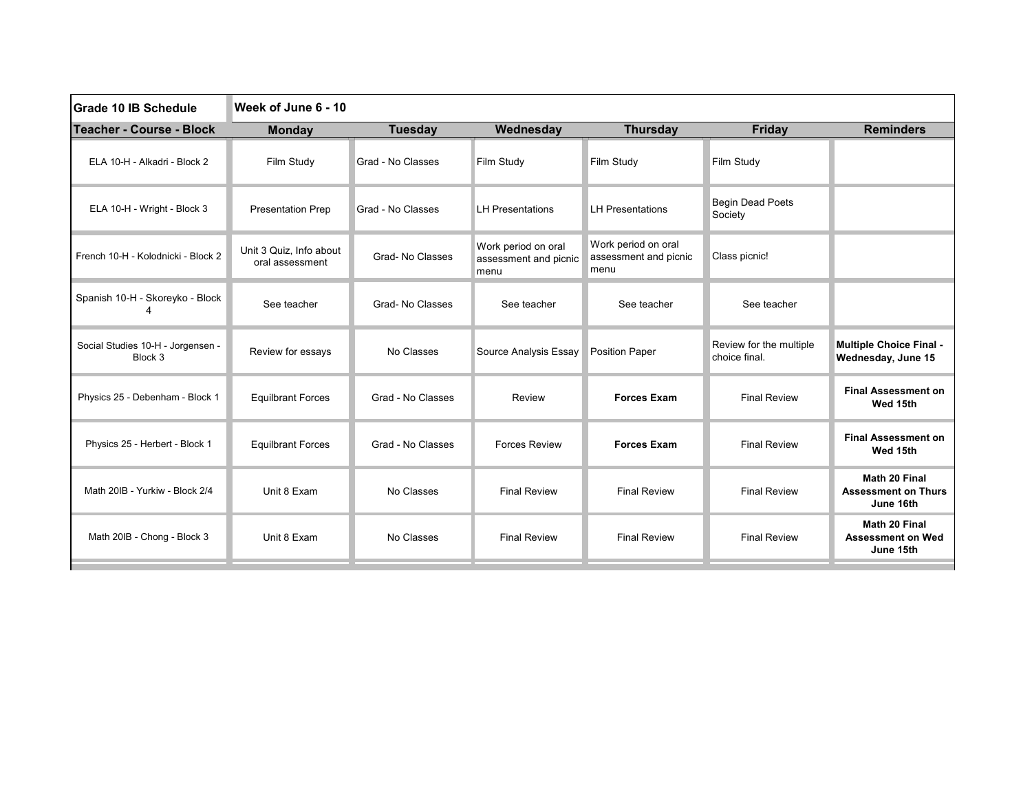| Grade 10 IB Schedule | Week of June 6 - 10 | | | | | |
|---|---|---|---|---|---|---|
| **Teacher - Course - Block** | **Monday** | **Tuesday** | **Wednesday** | **Thursday** | **Friday** | **Reminders** |
| ELA 10-H - Alkadri - Block 2 | Film Study | Grad - No Classes | Film Study | Film Study | Film Study | |
| ELA 10-H - Wright - Block 3 | Presentation Prep | Grad - No Classes | LH Presentations | LH Presentations | Begin Dead Poets Society | |
| French 10-H - Kolodnicki - Block 2 | Unit 3 Quiz, Info about oral assessment | Grad- No Classes | Work period on oral assessment and picnic menu | Work period on oral assessment and picnic menu | Class picnic! | |
| Spanish 10-H - Skoreyko - Block 4 | See teacher | Grad- No Classes | See teacher | See teacher | See teacher | |
| Social Studies 10-H - Jorgensen - Block 3 | Review for essays | No Classes | Source Analysis Essay | Position Paper | Review for the multiple choice final. | **Multiple Choice Final - Wednesday, June 15** |
| Physics 25 - Debenham - Block 1 | Equilbrant Forces | Grad - No Classes | Review | **Forces Exam** | Final Review | **Final Assessment on Wed 15th** |
| Physics 25 - Herbert - Block 1 | Equilbrant Forces | Grad - No Classes | Forces Review | **Forces Exam** | Final Review | **Final Assessment on Wed 15th** |
| Math 20IB - Yurkiw - Block 2/4 | Unit 8 Exam | No Classes | Final Review | Final Review | Final Review | **Math 20 Final Assessment on Thurs June 16th** |
| Math 20IB - Chong - Block 3 | Unit 8 Exam | No Classes | Final Review | Final Review | Final Review | **Math 20 Final Assessment on Wed June 15th** |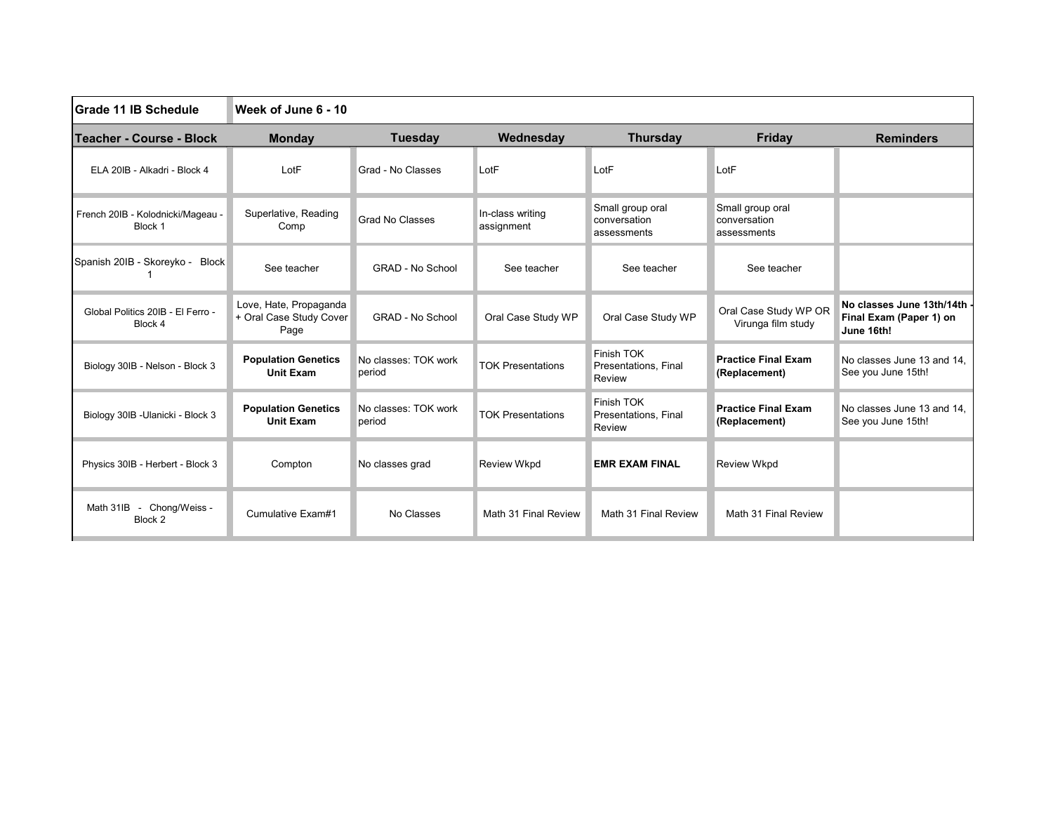| Grade 11 IB Schedule | Week of June 6 - 10 | | | | | |
|---|---|---|---|---|---|---|
| **Teacher - Course - Block** | **Monday** | **Tuesday** | **Wednesday** | **Thursday** | **Friday** | **Reminders** |
| ELA 20IB - Alkadri - Block 4 | LotF | Grad - No Classes | LotF | LotF | LotF | |
| French 20IB - Kolodnicki/Mageau - Block 1 | Superlative, Reading Comp | Grad No Classes | In-class writing assignment | Small group oral conversation assessments | Small group oral conversation assessments | |
| Spanish 20IB - Skoreyko - Block 1 | See teacher | GRAD - No School | See teacher | See teacher | See teacher | |
| Global Politics 20IB - El Ferro - Block 4 | Love, Hate, Propaganda + Oral Case Study Cover Page | GRAD - No School | Oral Case Study WP | Oral Case Study WP | Oral Case Study WP OR Virunga film study | **No classes June 13th/14th - Final Exam (Paper 1) on June 16th!** |
| Biology 30IB - Nelson - Block 3 | **Population Genetics Unit Exam** | No classes: TOK work period | TOK Presentations | Finish TOK Presentations, Final Review | **Practice Final Exam (Replacement)** | No classes June 13 and 14, See you June 15th! |
| Biology 30IB -Ulanicki - Block 3 | **Population Genetics Unit Exam** | No classes: TOK work period | TOK Presentations | Finish TOK Presentations, Final Review | **Practice Final Exam (Replacement)** | No classes June 13 and 14, See you June 15th! |
| Physics 30IB - Herbert - Block 3 | Compton | No classes grad | Review Wkpd | **EMR EXAM FINAL** | Review Wkpd | |
| Math 31IB - Chong/Weiss - Block 2 | Cumulative Exam#1 | No Classes | Math 31 Final Review | Math 31 Final Review | Math 31 Final Review | |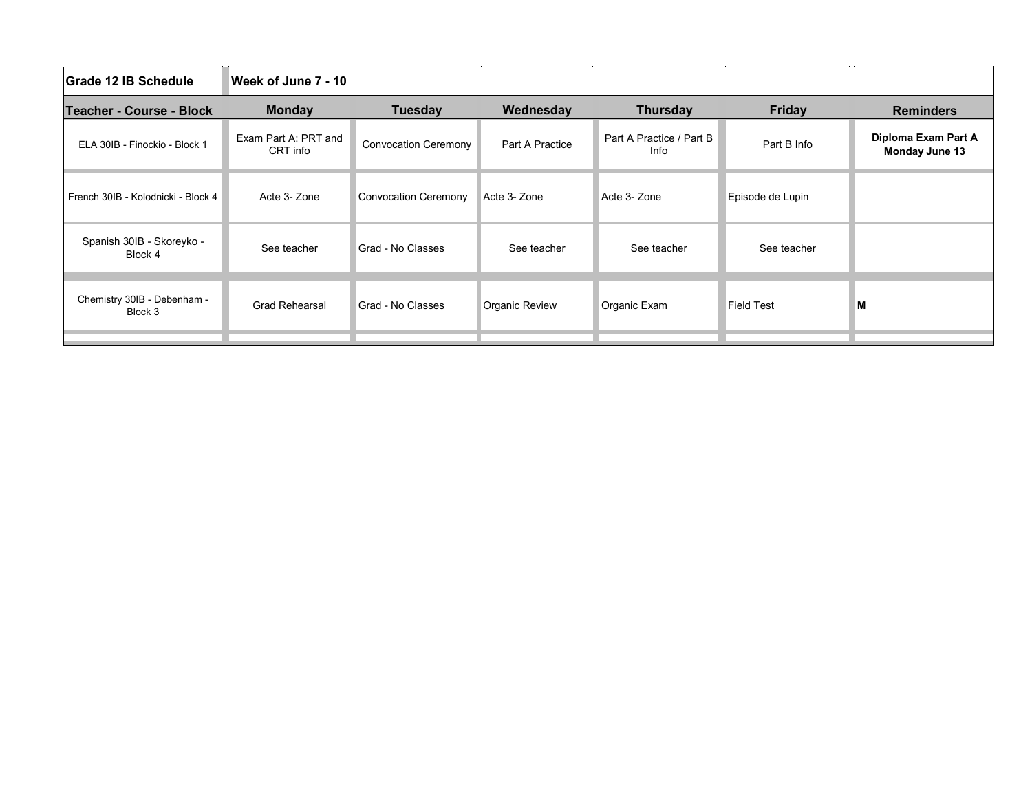| Grade 12 IB Schedule | Week of June 7 - 10 | | | | | |
| --- | --- | --- | --- | --- | --- | --- |
| **Teacher - Course - Block** | **Monday** | **Tuesday** | **Wednesday** | **Thursday** | **Friday** | **Reminders** |
| ELA 30IB - Finockio - Block 1 | Exam Part A: PRT and CRT info | Convocation Ceremony | Part A Practice | Part A Practice / Part B Info | Part B Info | **Diploma Exam Part A Monday June 13** |
| French 30IB - Kolodnicki - Block 4 | Acte 3- Zone | Convocation Ceremony | Acte 3- Zone | Acte 3- Zone | Episode de Lupin | |
| Spanish 30IB - Skoreyko - Block 4 | See teacher | Grad - No Classes | See teacher | See teacher | See teacher | |
| Chemistry 30IB - Debenham - Block 3 | Grad Rehearsal | Grad - No Classes | Organic Review | Organic Exam | Field Test | **M** |